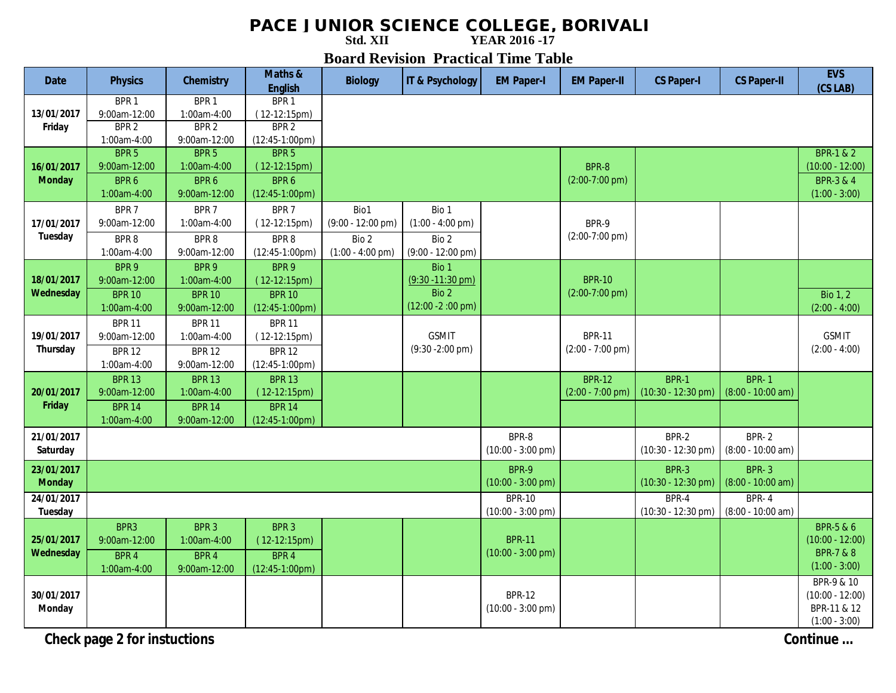# PACE JUNIOR SCIENCE COLLEGE, BORIVALI

**Std. XII** **YEAR 2016 -17**

## Board Revision Practical Time Table

| Date | Physics | Chemistry | Maths & English | Biology | IT & Psychology | EM Paper-I | EM Paper-II | CS Paper-I | CS Paper-II | EVS (CS LAB) |
|---|---|---|---|---|---|---|---|---|---|---|
| 13/01/2017 Friday | BPR 1 9:00am-12:00 | BPR 1 1:00am-4:00 | BPR 1 ( 12-12:15pm) | | | | | | | |
| | BPR 2 1:00am-4:00 | BPR 2 9:00am-12:00 | BPR 2 (12:45-1:00pm) | | | | | | | |
| 16/01/2017 Monday | BPR 5 9:00am-12:00 | BPR 5 1:00am-4:00 | BPR 5 ( 12-12:15pm) | | | | BPR-8 (2:00-7:00 pm) | | | BPR-1 & 2 (10:00 - 12:00) |
| | BPR 6 1:00am-4:00 | BPR 6 9:00am-12:00 | BPR 6 (12:45-1:00pm) | | | | | | | BPR-3 & 4 (1:00 - 3:00) |
| 17/01/2017 Tuesday | BPR 7 9:00am-12:00 | BPR 7 1:00am-4:00 | BPR 7 ( 12-12:15pm) | Bio1 (9:00 - 12:00 pm) | Bio 1 (1:00 - 4:00 pm) | | BPR-9 (2:00-7:00 pm) | | | |
| | BPR 8 1:00am-4:00 | BPR 8 9:00am-12:00 | BPR 8 (12:45-1:00pm) | Bio 2 (1:00 - 4:00 pm) | Bio 2 (9:00 - 12:00 pm) | | | | | |
| 18/01/2017 Wednesday | BPR 9 9:00am-12:00 | BPR 9 1:00am-4:00 | BPR 9 ( 12-12:15pm) | | Bio 1 (9:30 -11:30 pm) | | BPR-10 (2:00-7:00 pm) | | | |
| | BPR 10 1:00am-4:00 | BPR 10 9:00am-12:00 | BPR 10 (12:45-1:00pm) | | Bio 2 (12:00 -2 :00 pm) | | | | | Bio 1, 2 (2:00 - 4:00) |
| 19/01/2017 Thursday | BPR 11 9:00am-12:00 | BPR 11 1:00am-4:00 | BPR 11 ( 12-12:15pm) | | GSMIT (9:30 -2:00 pm) | | BPR-11 (2:00 - 7:00 pm) | | | GSMIT (2:00 - 4:00) |
| | BPR 12 1:00am-4:00 | BPR 12 9:00am-12:00 | BPR 12 (12:45-1:00pm) | | | | | | | |
| 20/01/2017 Friday | BPR 13 9:00am-12:00 | BPR 13 1:00am-4:00 | BPR 13 ( 12-12:15pm) | | | | BPR-12 (2:00 - 7:00 pm) | BPR-1 (10:30 - 12:30 pm) | BPR- 1 (8:00 - 10:00 am) | |
| | BPR 14 1:00am-4:00 | BPR 14 9:00am-12:00 | BPR 14 (12:45-1:00pm) | | | | | | | |
| 21/01/2017 Saturday | | | | | | BPR-8 (10:00 - 3:00 pm) | | BPR-2 (10:30 - 12:30 pm) | BPR- 2 (8:00 - 10:00 am) | |
| 23/01/2017 Monday | | | | | | BPR-9 (10:00 - 3:00 pm) | | BPR-3 (10:30 - 12:30 pm) | BPR- 3 (8:00 - 10:00 am) | |
| 24/01/2017 Tuesday | | | | | | BPR-10 (10:00 - 3:00 pm) | | BPR-4 (10:30 - 12:30 pm) | BPR- 4 (8:00 - 10:00 am) | |
| 25/01/2017 Wednesday | BPR3 9:00am-12:00 | BPR 3 1:00am-4:00 | BPR 3 ( 12-12:15pm) | | | BPR-11 (10:00 - 3:00 pm) | | | | BPR-5 & 6 (10:00 - 12:00) |
| | BPR 4 1:00am-4:00 | BPR 4 9:00am-12:00 | BPR 4 (12:45-1:00pm) | | | | | | | BPR-7 & 8 (1:00 - 3:00) |
| 30/01/2017 Monday | | | | | | BPR-12 (10:00 - 3:00 pm) | | | | BPR-9 & 10 (10:00 - 12:00) BPR-11 & 12 (1:00 - 3:00) |

**Check page 2 for instuctions** **Continue ...**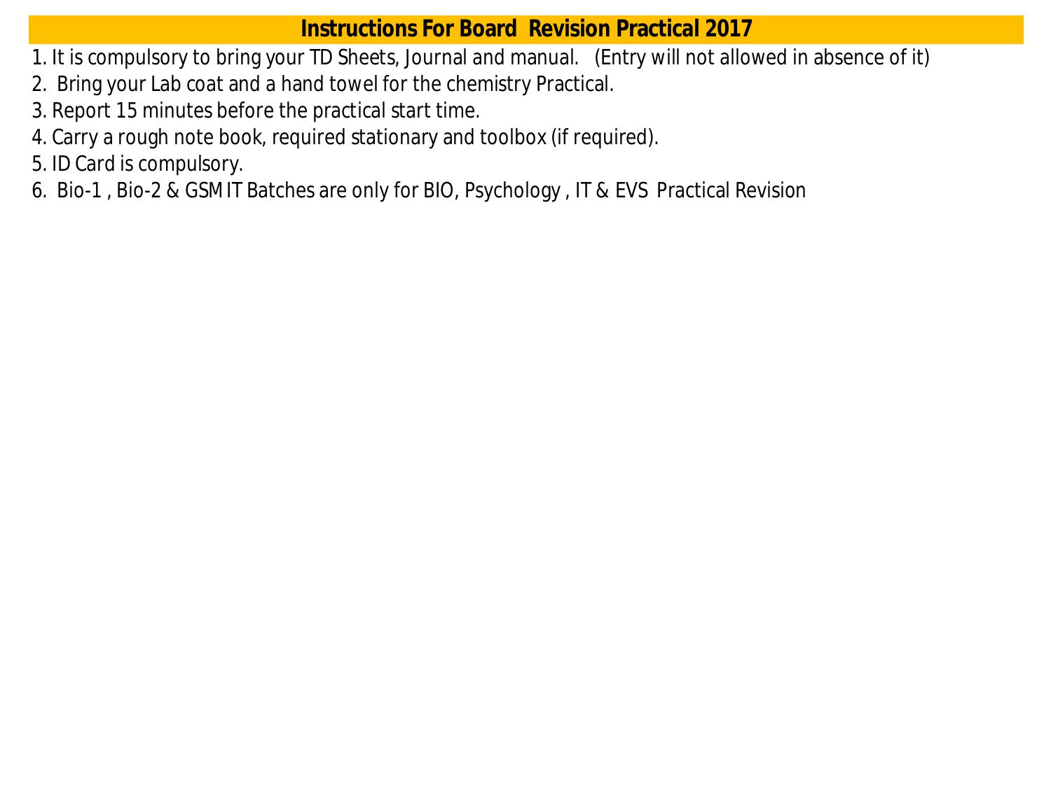# Instructions For Board Revision Practical 2017

1. It is compulsory to bring your TD Sheets, Journal and manual. (Entry will not allowed in absence of it)
2. Bring your Lab coat and a hand towel for the chemistry Practical.
3. Report 15 minutes before the practical start time.
4. Carry a rough note book, required stationary and toolbox (if required).
5. ID Card is compulsory.
6. Bio-1 , Bio-2 & GSM IT Batches are only for BIO, Psychology , IT & EVS Practical Revision